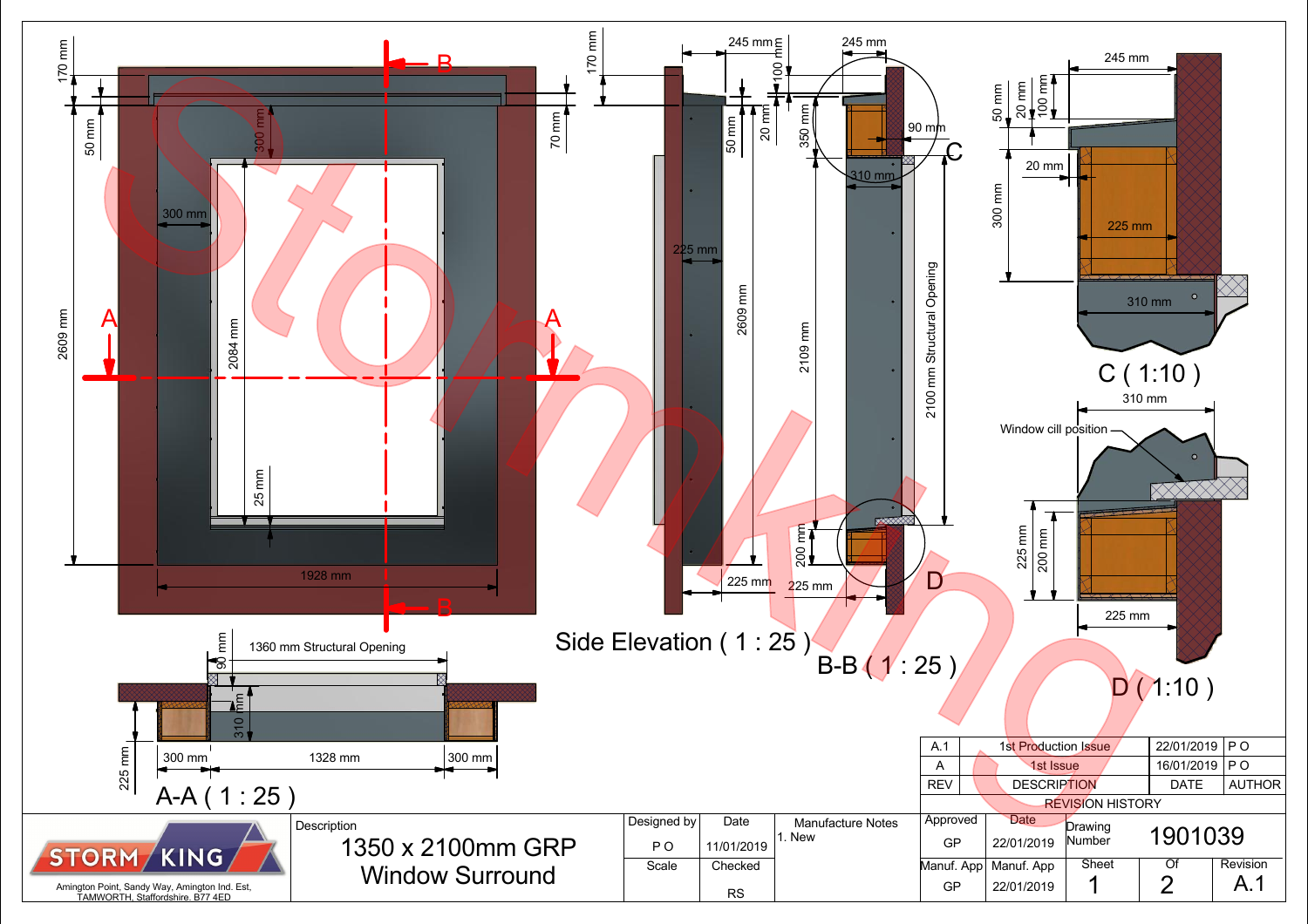Stormking

Side Elevation ( 1 : 25 )

B-B ( 1 : 25 )

C ( 1:10 )

D ( 1:10 )

A-A ( 1 : 25 )

1360 mm Structural Opening

2100 mm Structural Opening

Window cill position

| REV | DESCRIPTION | DATE | AUTHOR |
|---|---|---|---|
| A.1 | 1st Production Issue | 22/01/2019 | P O |
| A | 1st Issue | 16/01/2019 | P O |

REVISION HISTORY

STORM KING

Amington Point, Sandy Way, Amington Ind. Est, TAMWORTH, Staffordshire. B77 4ED

| Description | Designed by | Date | Manufacture Notes | Approved | Date | Drawing Number | |
|---|---|---|---|---|---|---|---|
| 1350 x 2100mm GRP Window Surround | P O | 11/01/2019 | 1. New | GP | 22/01/2019 | 1901039 | |
| | Scale | Checked | | Manuf. App | Manuf. App | Sheet | Of | Revision |
| | | RS | | GP | 22/01/2019 | 1 | 2 | A.1 |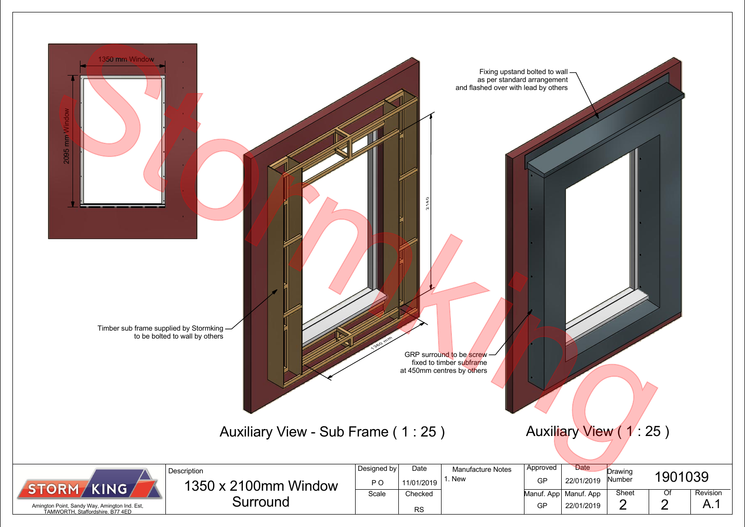1350 mm Window

2095 mm Window

Fixing upstand bolted to wall as per standard arrangement and flashed over with lead by others

2140

1360 mm

Timber sub frame supplied by Stormking to be bolted to wall by others

GRP surround to be screw fixed to timber subframe at 450mm centres by others

Auxiliary View - Sub Frame ( 1 : 25 )

Auxiliary View ( 1 : 25 )

Stormking

| | | | | | | | | | |
|---|---|---|---|---|---|---|---|---|---|
| STORM KING<br>Amington Point, Sandy Way, Amington Ind. Est, TAMWORTH, Staffordshire. B77 4ED | Description<br>1350 x 2100mm Window Surround | Designed by<br>P O | Date<br>11/01/2019 | Manufacture Notes<br>1. New | Approved<br>GP | Date<br>22/01/2019 | Drawing Number | 1901039 | |
| | | Scale | Checked<br>RS | | Manuf. App<br>GP | Manuf. App<br>22/01/2019 | Sheet<br>2 | Of<br>2 | Revision<br>A.1 |